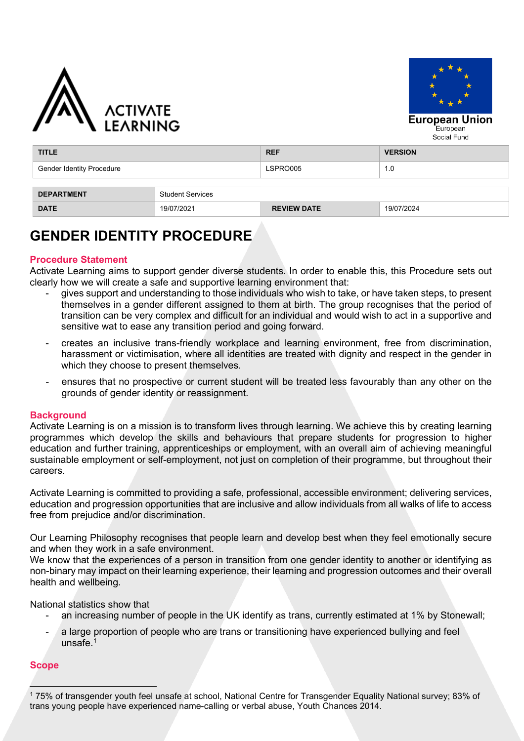| TITLE | REF | VERSION |
|---|---|---|
| Gender Identity Procedure | LSPRO005 | 1.0 |

| DEPARTMENT | Student Services | | |
|---|---|---|---|
| DATE | 19/07/2021 | REVIEW DATE | 19/07/2024 |

# GENDER IDENTITY PROCEDURE

## Procedure Statement

Activate Learning aims to support gender diverse students. In order to enable this, this Procedure sets out clearly how we will create a safe and supportive learning environment that:

- gives support and understanding to those individuals who wish to take, or have taken steps, to present themselves in a gender different assigned to them at birth. The group recognises that the period of transition can be very complex and difficult for an individual and would wish to act in a supportive and sensitive wat to ease any transition period and going forward.
- creates an inclusive trans-friendly workplace and learning environment, free from discrimination, harassment or victimisation, where all identities are treated with dignity and respect in the gender in which they choose to present themselves.
- ensures that no prospective or current student will be treated less favourably than any other on the grounds of gender identity or reassignment.

## Background

Activate Learning is on a mission is to transform lives through learning. We achieve this by creating learning programmes which develop the skills and behaviours that prepare students for progression to higher education and further training, apprenticeships or employment, with an overall aim of achieving meaningful sustainable employment or self-employment, not just on completion of their programme, but throughout their careers.

Activate Learning is committed to providing a safe, professional, accessible environment; delivering services, education and progression opportunities that are inclusive and allow individuals from all walks of life to access free from prejudice and/or discrimination.

Our Learning Philosophy recognises that people learn and develop best when they feel emotionally secure and when they work in a safe environment.
We know that the experiences of a person in transition from one gender identity to another or identifying as non-binary may impact on their learning experience, their learning and progression outcomes and their overall health and wellbeing.

National statistics show that

- an increasing number of people in the UK identify as trans, currently estimated at 1% by Stonewall;
- a large proportion of people who are trans or transitioning have experienced bullying and feel unsafe.[1]

## Scope

[1] 75% of transgender youth feel unsafe at school, National Centre for Transgender Equality National survey; 83% of trans young people have experienced name-calling or verbal abuse, Youth Chances 2014.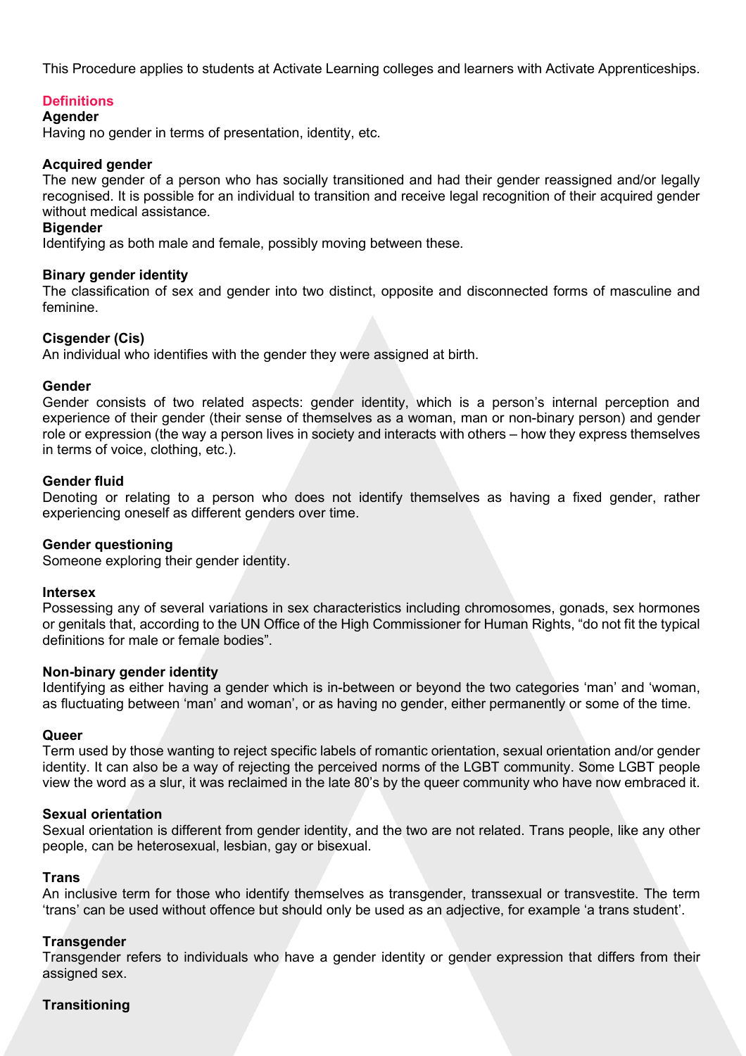This Procedure applies to students at Activate Learning colleges and learners with Activate Apprenticeships.

## Definitions

**Agender**
Having no gender in terms of presentation, identity, etc.

**Acquired gender**
The new gender of a person who has socially transitioned and had their gender reassigned and/or legally recognised. It is possible for an individual to transition and receive legal recognition of their acquired gender without medical assistance.

**Bigender**
Identifying as both male and female, possibly moving between these.

**Binary gender identity**
The classification of sex and gender into two distinct, opposite and disconnected forms of masculine and feminine.

**Cisgender (Cis)**
An individual who identifies with the gender they were assigned at birth.

**Gender**
Gender consists of two related aspects: gender identity, which is a person's internal perception and experience of their gender (their sense of themselves as a woman, man or non-binary person) and gender role or expression (the way a person lives in society and interacts with others – how they express themselves in terms of voice, clothing, etc.).

**Gender fluid**
Denoting or relating to a person who does not identify themselves as having a fixed gender, rather experiencing oneself as different genders over time.

**Gender questioning**
Someone exploring their gender identity.

**Intersex**
Possessing any of several variations in sex characteristics including chromosomes, gonads, sex hormones or genitals that, according to the UN Office of the High Commissioner for Human Rights, "do not fit the typical definitions for male or female bodies".

**Non-binary gender identity**
Identifying as either having a gender which is in-between or beyond the two categories 'man' and 'woman, as fluctuating between 'man' and woman', or as having no gender, either permanently or some of the time.

**Queer**
Term used by those wanting to reject specific labels of romantic orientation, sexual orientation and/or gender identity. It can also be a way of rejecting the perceived norms of the LGBT community. Some LGBT people view the word as a slur, it was reclaimed in the late 80's by the queer community who have now embraced it.

**Sexual orientation**
Sexual orientation is different from gender identity, and the two are not related. Trans people, like any other people, can be heterosexual, lesbian, gay or bisexual.

**Trans**
An inclusive term for those who identify themselves as transgender, transsexual or transvestite. The term 'trans' can be used without offence but should only be used as an adjective, for example 'a trans student'.

**Transgender**
Transgender refers to individuals who have a gender identity or gender expression that differs from their assigned sex.

**Transitioning**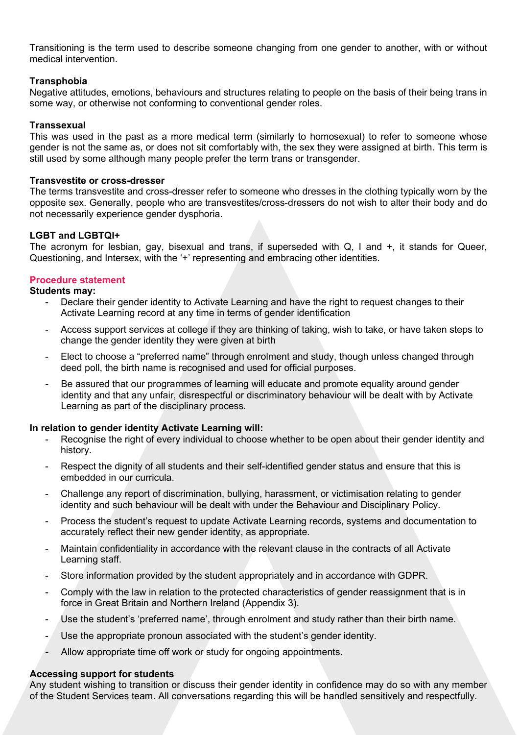Transitioning is the term used to describe someone changing from one gender to another, with or without medical intervention.

**Transphobia**
Negative attitudes, emotions, behaviours and structures relating to people on the basis of their being trans in some way, or otherwise not conforming to conventional gender roles.

**Transsexual**
This was used in the past as a more medical term (similarly to homosexual) to refer to someone whose gender is not the same as, or does not sit comfortably with, the sex they were assigned at birth. This term is still used by some although many people prefer the term trans or transgender.

**Transvestite or cross-dresser**
The terms transvestite and cross-dresser refer to someone who dresses in the clothing typically worn by the opposite sex. Generally, people who are transvestites/cross-dressers do not wish to alter their body and do not necessarily experience gender dysphoria.

**LGBT and LGBTQI+**
The acronym for lesbian, gay, bisexual and trans, if superseded with Q, I and +, it stands for Queer, Questioning, and Intersex, with the '+' representing and embracing other identities.

## Procedure statement

**Students may:**

- Declare their gender identity to Activate Learning and have the right to request changes to their Activate Learning record at any time in terms of gender identification
- Access support services at college if they are thinking of taking, wish to take, or have taken steps to change the gender identity they were given at birth
- Elect to choose a "preferred name" through enrolment and study, though unless changed through deed poll, the birth name is recognised and used for official purposes.
- Be assured that our programmes of learning will educate and promote equality around gender identity and that any unfair, disrespectful or discriminatory behaviour will be dealt with by Activate Learning as part of the disciplinary process.

**In relation to gender identity Activate Learning will:**

- Recognise the right of every individual to choose whether to be open about their gender identity and history.
- Respect the dignity of all students and their self-identified gender status and ensure that this is embedded in our curricula.
- Challenge any report of discrimination, bullying, harassment, or victimisation relating to gender identity and such behaviour will be dealt with under the Behaviour and Disciplinary Policy.
- Process the student's request to update Activate Learning records, systems and documentation to accurately reflect their new gender identity, as appropriate.
- Maintain confidentiality in accordance with the relevant clause in the contracts of all Activate Learning staff.
- Store information provided by the student appropriately and in accordance with GDPR.
- Comply with the law in relation to the protected characteristics of gender reassignment that is in force in Great Britain and Northern Ireland (Appendix 3).
- Use the student's 'preferred name', through enrolment and study rather than their birth name.
- Use the appropriate pronoun associated with the student's gender identity.
- Allow appropriate time off work or study for ongoing appointments.

**Accessing support for students**
Any student wishing to transition or discuss their gender identity in confidence may do so with any member of the Student Services team. All conversations regarding this will be handled sensitively and respectfully.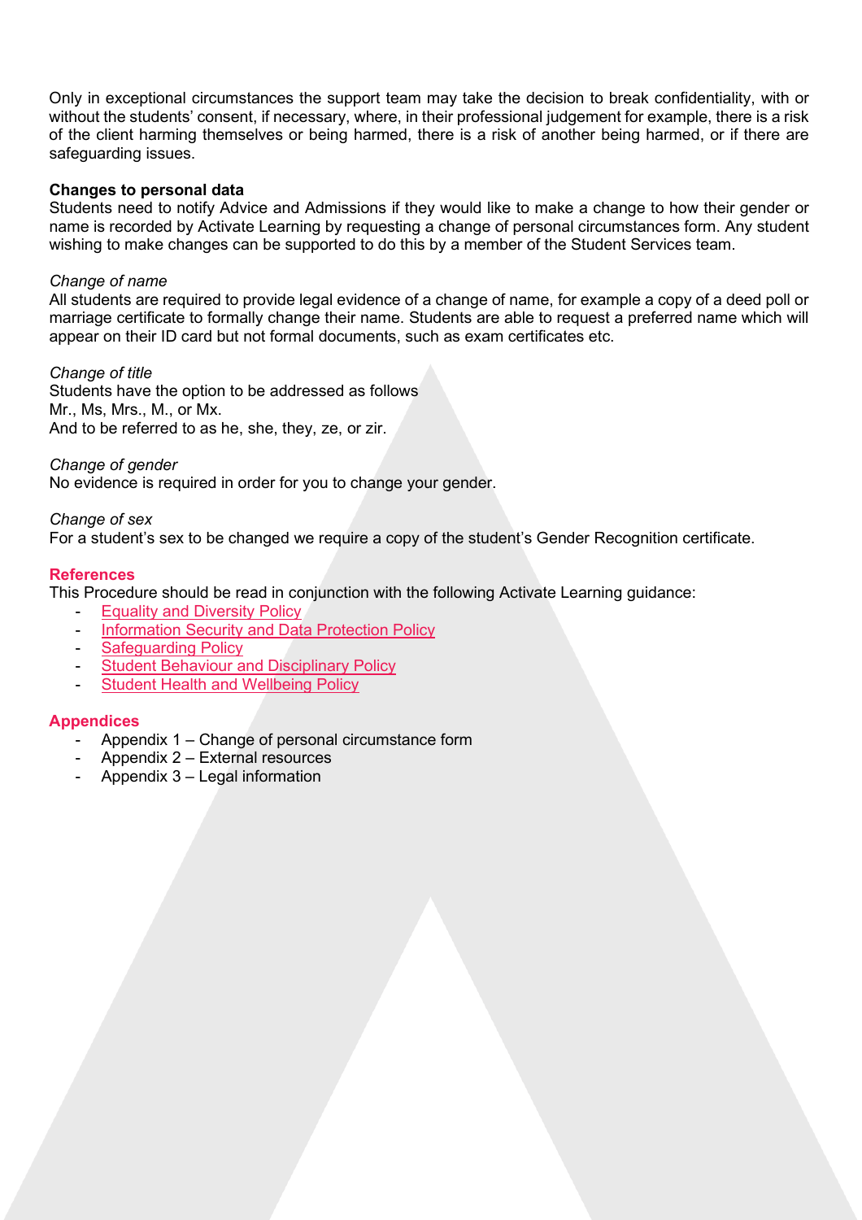Only in exceptional circumstances the support team may take the decision to break confidentiality, with or without the students' consent, if necessary, where, in their professional judgement for example, there is a risk of the client harming themselves or being harmed, there is a risk of another being harmed, or if there are safeguarding issues.

**Changes to personal data**

Students need to notify Advice and Admissions if they would like to make a change to how their gender or name is recorded by Activate Learning by requesting a change of personal circumstances form. Any student wishing to make changes can be supported to do this by a member of the Student Services team.

*Change of name*

All students are required to provide legal evidence of a change of name, for example a copy of a deed poll or marriage certificate to formally change their name. Students are able to request a preferred name which will appear on their ID card but not formal documents, such as exam certificates etc.

*Change of title*

Students have the option to be addressed as follows
Mr., Ms, Mrs., M., or Mx.
And to be referred to as he, she, they, ze, or zir.

*Change of gender*

No evidence is required in order for you to change your gender.

*Change of sex*

For a student's sex to be changed we require a copy of the student's Gender Recognition certificate.

## References

This Procedure should be read in conjunction with the following Activate Learning guidance:

- Equality and Diversity Policy
- Information Security and Data Protection Policy
- Safeguarding Policy
- Student Behaviour and Disciplinary Policy
- Student Health and Wellbeing Policy

## Appendices

- Appendix 1 – Change of personal circumstance form
- Appendix 2 – External resources
- Appendix 3 – Legal information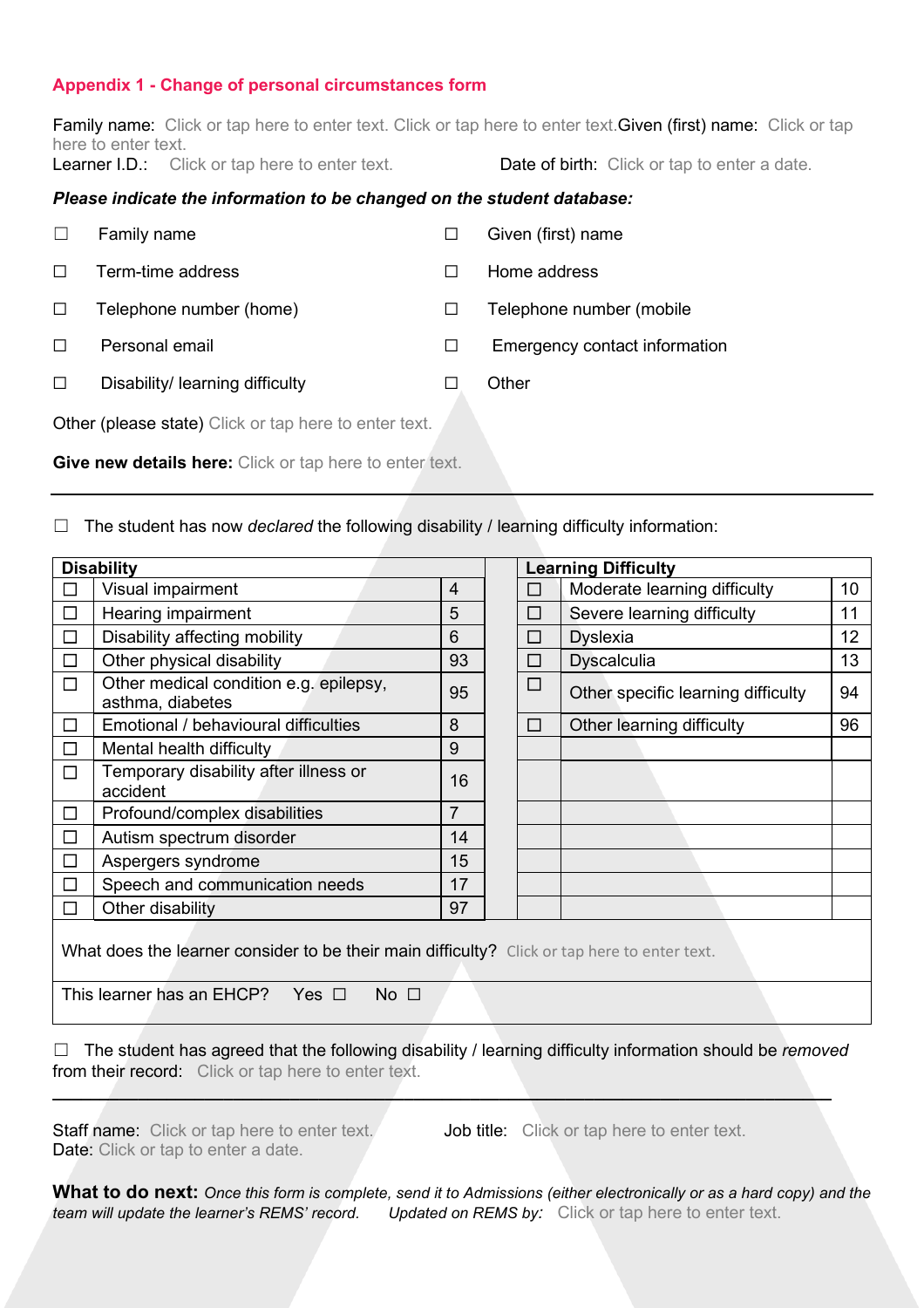## Appendix 1 - Change of personal circumstances form

Family name: Click or tap here to enter text. Click or tap here to enter text. Given (first) name: Click or tap here to enter text.
Learner I.D.: Click or tap here to enter text. Date of birth: Click or tap to enter a date.

***Please indicate the information to be changed on the student database:***

☐ Family name
☐ Given (first) name
☐ Term-time address
☐ Home address
☐ Telephone number (home)
☐ Telephone number (mobile
☐ Personal email
☐ Emergency contact information
☐ Disability/ learning difficulty
☐ Other

Other (please state) Click or tap here to enter text.

**Give new details here:** Click or tap here to enter text.

---

☐ The student has now *declared* the following disability / learning difficulty information:

| **Disability** | | | | **Learning Difficulty** | | |
|---|---|---|---|---|---|---|
| ☐ | Visual impairment | 4 | | ☐ | Moderate learning difficulty | 10 |
| ☐ | Hearing impairment | 5 | | ☐ | Severe learning difficulty | 11 |
| ☐ | Disability affecting mobility | 6 | | ☐ | Dyslexia | 12 |
| ☐ | Other physical disability | 93 | | ☐ | Dyscalculia | 13 |
| ☐ | Other medical condition e.g. epilepsy, asthma, diabetes | 95 | | ☐ | Other specific learning difficulty | 94 |
| ☐ | Emotional / behavioural difficulties | 8 | | ☐ | Other learning difficulty | 96 |
| ☐ | Mental health difficulty | 9 | | | | |
| ☐ | Temporary disability after illness or accident | 16 | | | | |
| ☐ | Profound/complex disabilities | 7 | | | | |
| ☐ | Autism spectrum disorder | 14 | | | | |
| ☐ | Aspergers syndrome | 15 | | | | |
| ☐ | Speech and communication needs | 17 | | | | |
| ☐ | Other disability | 97 | | | | |

What does the learner consider to be their main difficulty? Click or tap here to enter text.

This learner has an EHCP? Yes ☐ No ☐

☐ The student has agreed that the following disability / learning difficulty information should be *removed* from their record: Click or tap here to enter text.

---

Staff name: Click or tap here to enter text. Job title: Click or tap here to enter text.
Date: Click or tap to enter a date.

**What to do next:** *Once this form is complete, send it to Admissions (either electronically or as a hard copy) and the team will update the learner's REMS' record.* *Updated on REMS by:* Click or tap here to enter text.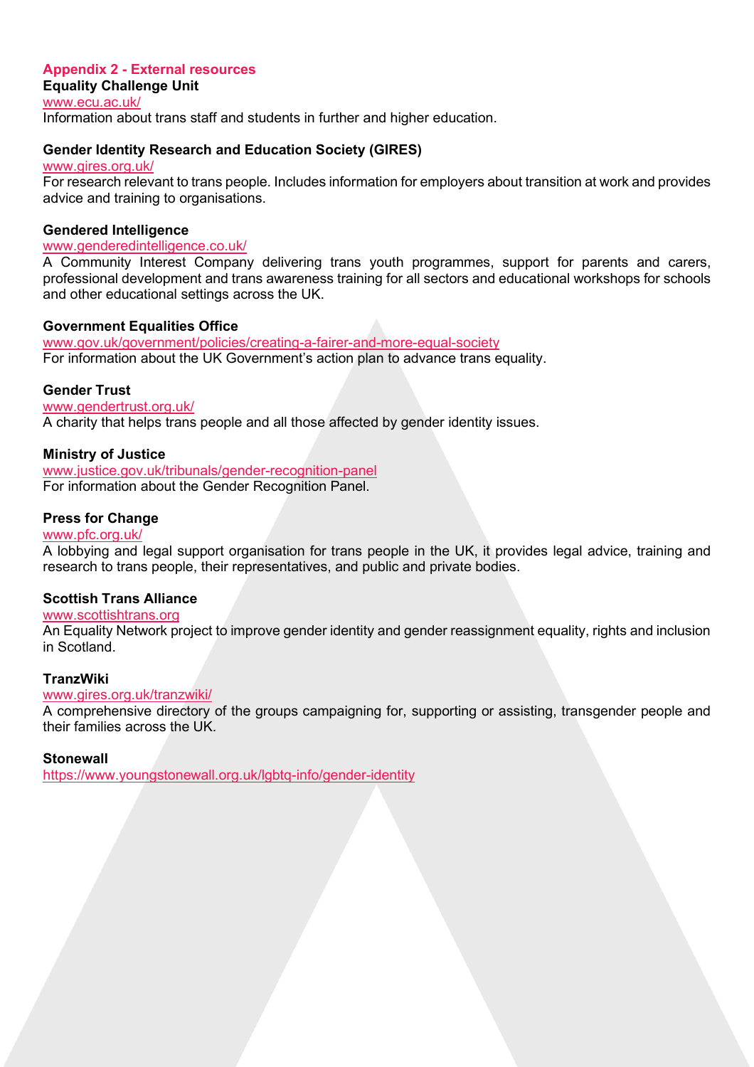## Appendix 2 - External resources

**Equality Challenge Unit**
www.ecu.ac.uk/
Information about trans staff and students in further and higher education.

**Gender Identity Research and Education Society (GIRES)**
www.gires.org.uk/
For research relevant to trans people. Includes information for employers about transition at work and provides advice and training to organisations.

**Gendered Intelligence**
www.genderedintelligence.co.uk/
A Community Interest Company delivering trans youth programmes, support for parents and carers, professional development and trans awareness training for all sectors and educational workshops for schools and other educational settings across the UK.

**Government Equalities Office**
www.gov.uk/government/policies/creating-a-fairer-and-more-equal-society
For information about the UK Government's action plan to advance trans equality.

**Gender Trust**
www.gendertrust.org.uk/
A charity that helps trans people and all those affected by gender identity issues.

**Ministry of Justice**
www.justice.gov.uk/tribunals/gender-recognition-panel
For information about the Gender Recognition Panel.

**Press for Change**
www.pfc.org.uk/
A lobbying and legal support organisation for trans people in the UK, it provides legal advice, training and research to trans people, their representatives, and public and private bodies.

**Scottish Trans Alliance**
www.scottishtrans.org
An Equality Network project to improve gender identity and gender reassignment equality, rights and inclusion in Scotland.

**TranzWiki**
www.gires.org.uk/tranzwiki/
A comprehensive directory of the groups campaigning for, supporting or assisting, transgender people and their families across the UK.

**Stonewall**
https://www.youngstonewall.org.uk/lgbtq-info/gender-identity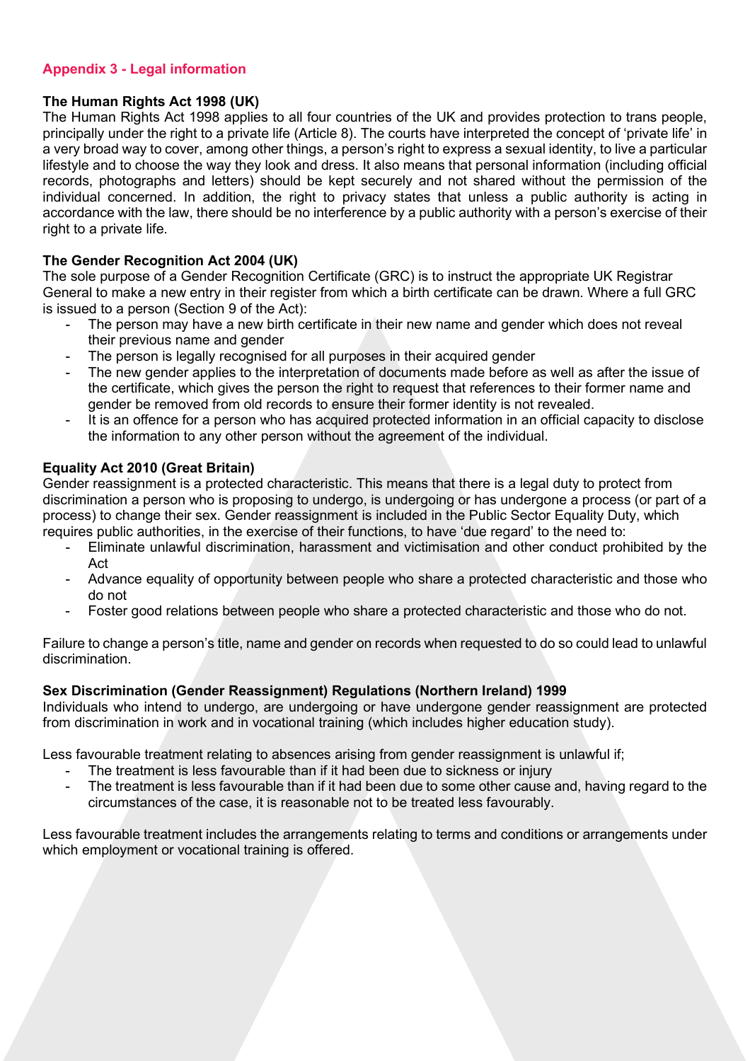## Appendix 3 - Legal information

### The Human Rights Act 1998 (UK)

The Human Rights Act 1998 applies to all four countries of the UK and provides protection to trans people, principally under the right to a private life (Article 8). The courts have interpreted the concept of 'private life' in a very broad way to cover, among other things, a person's right to express a sexual identity, to live a particular lifestyle and to choose the way they look and dress. It also means that personal information (including official records, photographs and letters) should be kept securely and not shared without the permission of the individual concerned. In addition, the right to privacy states that unless a public authority is acting in accordance with the law, there should be no interference by a public authority with a person's exercise of their right to a private life.

### The Gender Recognition Act 2004 (UK)

The sole purpose of a Gender Recognition Certificate (GRC) is to instruct the appropriate UK Registrar General to make a new entry in their register from which a birth certificate can be drawn. Where a full GRC is issued to a person (Section 9 of the Act):

- The person may have a new birth certificate in their new name and gender which does not reveal their previous name and gender
- The person is legally recognised for all purposes in their acquired gender
- The new gender applies to the interpretation of documents made before as well as after the issue of the certificate, which gives the person the right to request that references to their former name and gender be removed from old records to ensure their former identity is not revealed.
- It is an offence for a person who has acquired protected information in an official capacity to disclose the information to any other person without the agreement of the individual.

### Equality Act 2010 (Great Britain)

Gender reassignment is a protected characteristic. This means that there is a legal duty to protect from discrimination a person who is proposing to undergo, is undergoing or has undergone a process (or part of a process) to change their sex. Gender reassignment is included in the Public Sector Equality Duty, which requires public authorities, in the exercise of their functions, to have 'due regard' to the need to:

- Eliminate unlawful discrimination, harassment and victimisation and other conduct prohibited by the Act
- Advance equality of opportunity between people who share a protected characteristic and those who do not
- Foster good relations between people who share a protected characteristic and those who do not.

Failure to change a person's title, name and gender on records when requested to do so could lead to unlawful discrimination.

### Sex Discrimination (Gender Reassignment) Regulations (Northern Ireland) 1999

Individuals who intend to undergo, are undergoing or have undergone gender reassignment are protected from discrimination in work and in vocational training (which includes higher education study).

Less favourable treatment relating to absences arising from gender reassignment is unlawful if;

- The treatment is less favourable than if it had been due to sickness or injury
- The treatment is less favourable than if it had been due to some other cause and, having regard to the circumstances of the case, it is reasonable not to be treated less favourably.

Less favourable treatment includes the arrangements relating to terms and conditions or arrangements under which employment or vocational training is offered.